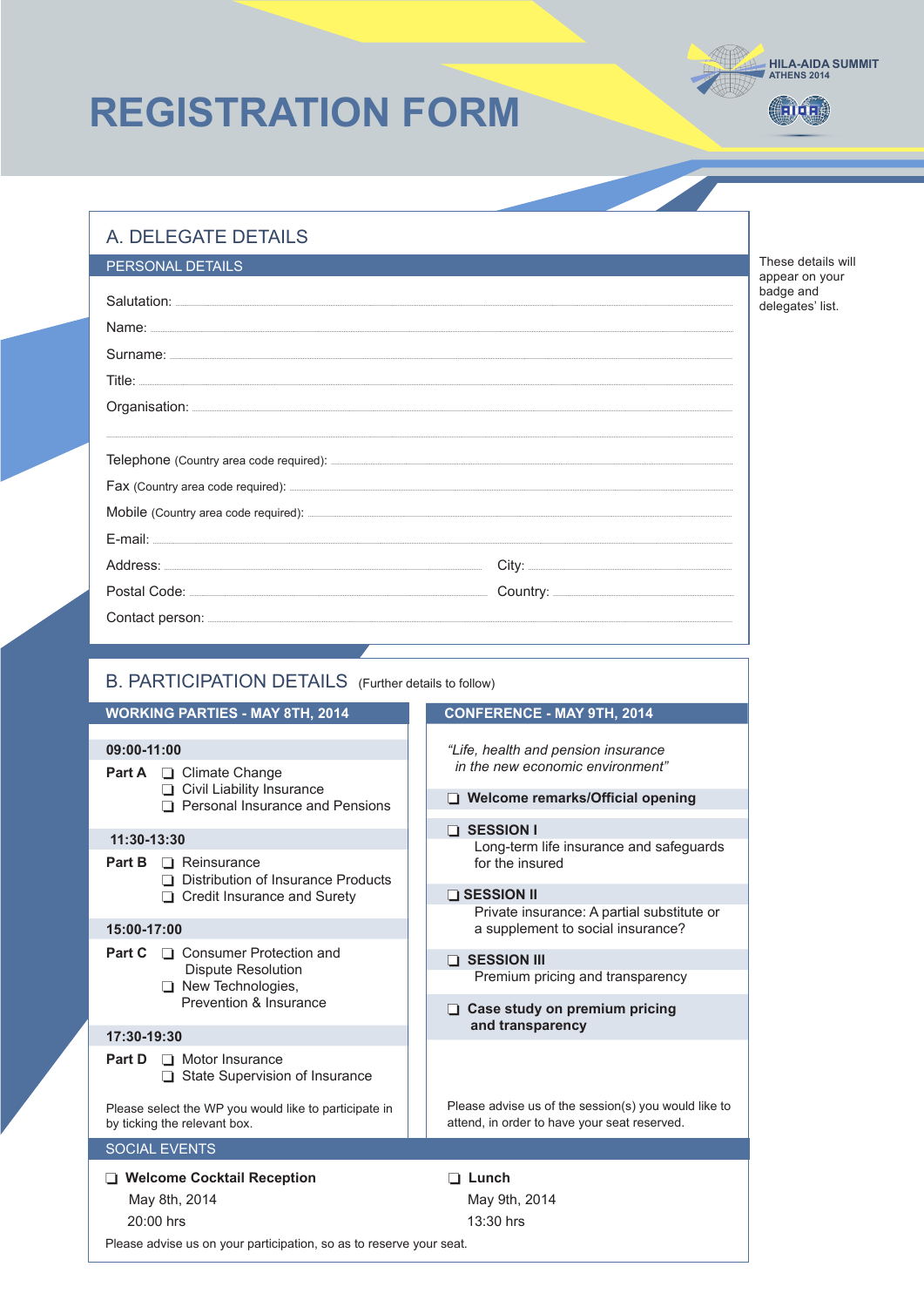# REGISTRATION FORM

HILA-AIDA SUMMIT
ATHENS 2014

AIDA

## A. DELEGATE DETAILS

### PERSONAL DETAILS

These details will appear on your badge and delegates' list.

Salutation: ..........

Name: ..........

Surname: ..........

Title: ..........

Organisation: ..........

..........

Telephone (Country area code required): ..........

Fax (Country area code required): ..........

Mobile (Country area code required): ..........

E-mail: ..........

Address: .......... City: ..........

Postal Code: .......... Country: ..........

Contact person: ..........

## B. PARTICIPATION DETAILS (Further details to follow)

### WORKING PARTIES - MAY 8TH, 2014

**09:00-11:00**

**Part A**
- ❑ Climate Change
- ❑ Civil Liability Insurance
- ❑ Personal Insurance and Pensions

**11:30-13:30**

**Part B**
- ❑ Reinsurance
- ❑ Distribution of Insurance Products
- ❑ Credit Insurance and Surety

**15:00-17:00**

**Part C**
- ❑ Consumer Protection and Dispute Resolution
- ❑ New Technologies, Prevention & Insurance

**17:30-19:30**

**Part D**
- ❑ Motor Insurance
- ❑ State Supervision of Insurance

Please select the WP you would like to participate in by ticking the relevant box.

### CONFERENCE - MAY 9TH, 2014

*"Life, health and pension insurance in the new economic environment"*

- ❑ **Welcome remarks/Official opening**
- ❑ **SESSION I**
  Long-term life insurance and safeguards for the insured
- ❑ **SESSION II**
  Private insurance: A partial substitute or a supplement to social insurance?
- ❑ **SESSION III**
  Premium pricing and transparency
- ❑ **Case study on premium pricing and transparency**

Please advise us of the session(s) you would like to attend, in order to have your seat reserved.

### SOCIAL EVENTS

❑ **Welcome Cocktail Reception**
May 8th, 2014
20:00 hrs

❑ **Lunch**
May 9th, 2014
13:30 hrs

Please advise us on your participation, so as to reserve your seat.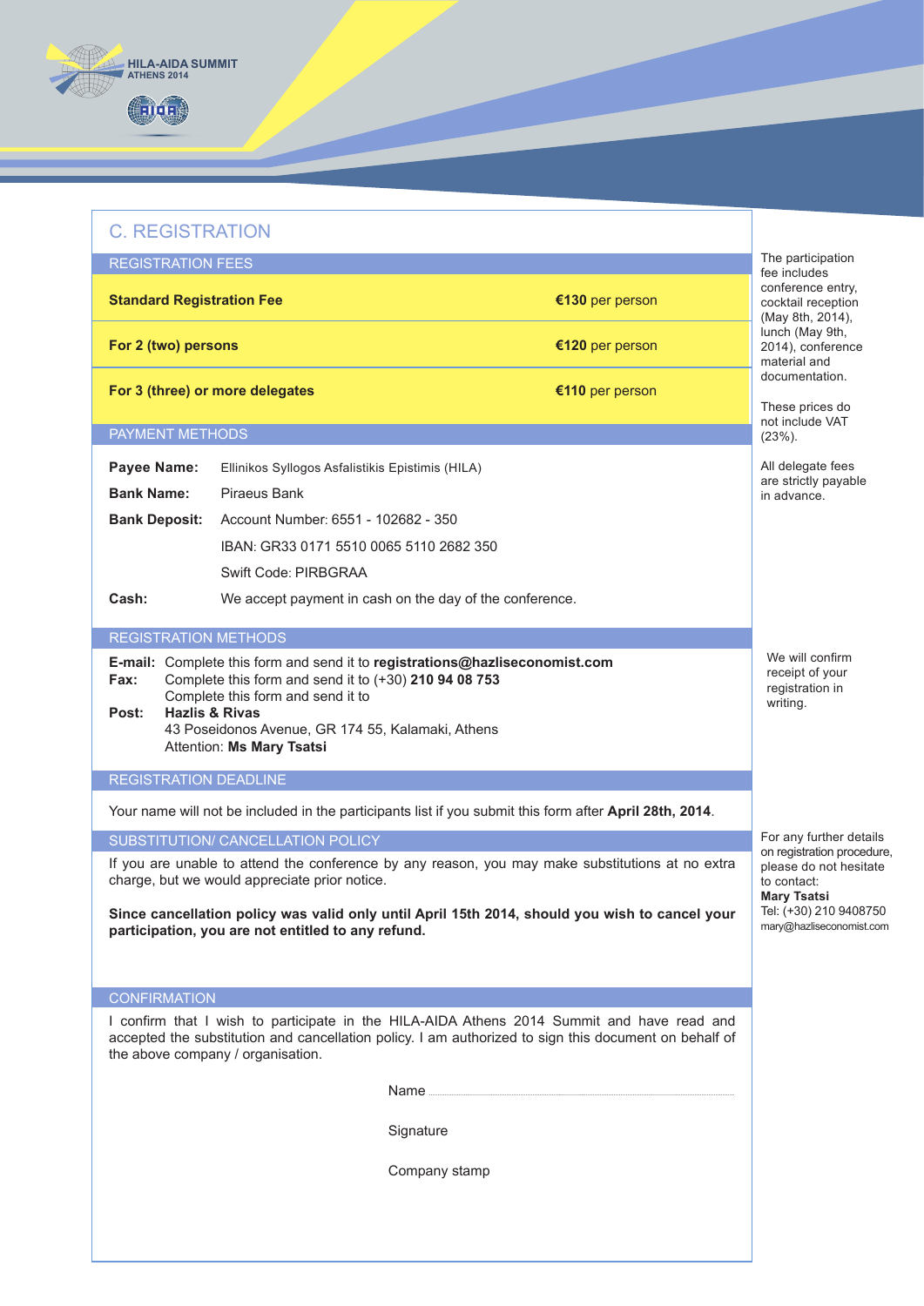HILA-AIDA SUMMIT
ATHENS 2014

## C. REGISTRATION

### REGISTRATION FEES

| | |
|---|---|
| **Standard Registration Fee** | **€130** per person |
| **For 2 (two) persons** | **€120** per person |
| **For 3 (three) or more delegates** | **€110** per person |

The participation fee includes conference entry, cocktail reception (May 8th, 2014), lunch (May 9th, 2014), conference material and documentation.

These prices do not include VAT (23%).

All delegate fees are strictly payable in advance.

### PAYMENT METHODS

**Payee Name:** Ellinikos Syllogos Asfalistikis Epistimis (HILA)

**Bank Name:** Piraeus Bank

**Bank Deposit:** Account Number: 6551 - 102682 - 350
IBAN: GR33 0171 5510 0065 5110 2682 350
Swift Code: PIRBGRAA

**Cash:** We accept payment in cash on the day of the conference.

### REGISTRATION METHODS

**E-mail:** Complete this form and send it to **registrations@hazliseconomist.com**
**Fax:** Complete this form and send it to (+30) **210 94 08 753**
**Post:** Complete this form and send it to
**Hazlis & Rivas**
43 Poseidonos Avenue, GR 174 55, Kalamaki, Athens
Attention: **Ms Mary Tsatsi**

We will confirm receipt of your registration in writing.

### REGISTRATION DEADLINE

Your name will not be included in the participants list if you submit this form after **April 28th, 2014**.

### SUBSTITUTION/ CANCELLATION POLICY

If you are unable to attend the conference by any reason, you may make substitutions at no extra charge, but we would appreciate prior notice.

**Since cancellation policy was valid only until April 15th 2014, should you wish to cancel your participation, you are not entitled to any refund.**

For any further details on registration procedure, please do not hesitate to contact:
**Mary Tsatsi**
Tel: (+30) 210 9408750
mary@hazliseconomist.com

### CONFIRMATION

I confirm that I wish to participate in the HILA-AIDA Athens 2014 Summit and have read and accepted the substitution and cancellation policy. I am authorized to sign this document on behalf of the above company / organisation.

Name ..................................................

Signature

Company stamp